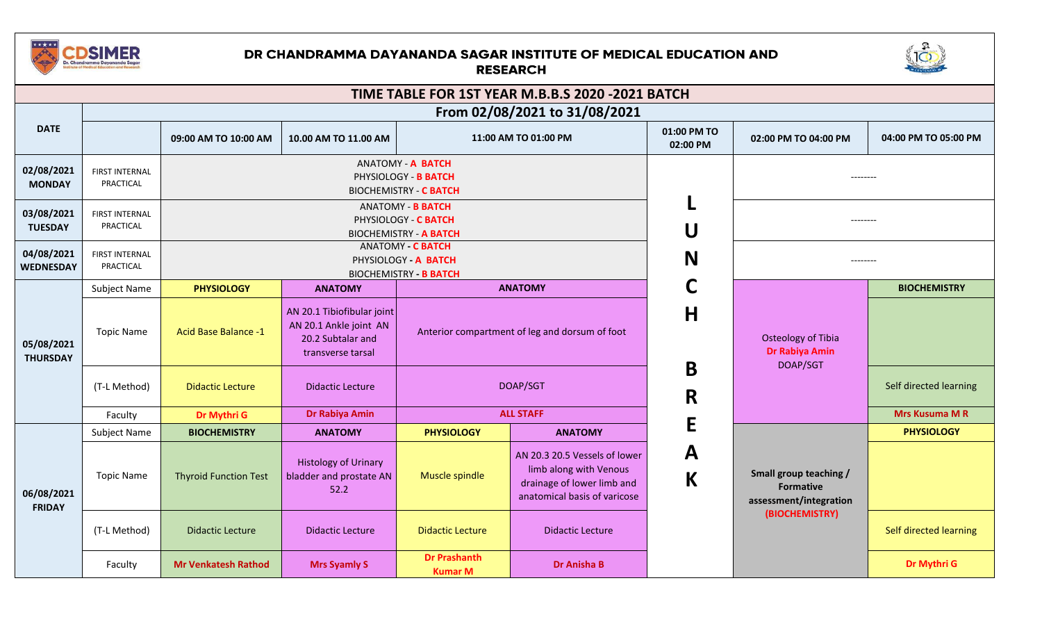# DR CHANDRAMMA DAYANANDA SAGAR INSTITUTE OF MEDICAL EDUCATION AND RESEARCH

## TIME TABLE FOR 1ST YEAR M.B.B.S 2020 -2021 BATCH

### From 02/08/2021 to 31/08/2021

| DATE | | 09:00 AM TO 10:00 AM | 10.00 AM TO 11.00 AM | 11:00 AM TO 01:00 PM | | 01:00 PM TO 02:00 PM | 02:00 PM TO 04:00 PM | 04:00 PM TO 05:00 PM |
|---|---|---|---|---|---|---|---|---|
| **02/08/2021 MONDAY** | FIRST INTERNAL PRACTICAL | ANATOMY - **A BATCH** PHYSIOLOGY - **B BATCH** BIOCHEMISTRY - **C BATCH** | | | | LUNCH BREAK | -------- | |
| **03/08/2021 TUESDAY** | FIRST INTERNAL PRACTICAL | ANATOMY - **B BATCH** PHYSIOLOGY - **C BATCH** BIOCHEMISTRY - **A BATCH** | | | | | -------- | |
| **04/08/2021 WEDNESDAY** | FIRST INTERNAL PRACTICAL | ANATOMY - **C BATCH** PHYSIOLOGY - **A BATCH** BIOCHEMISTRY - **B BATCH** | | | | | -------- | |
| **05/08/2021 THURSDAY** | Subject Name | **PHYSIOLOGY** | **ANATOMY** | **ANATOMY** | | | Osteology of Tibia **Dr Rabiya Amin** DOAP/SGT | **BIOCHEMISTRY** |
| | Topic Name | Acid Base Balance -1 | AN 20.1 Tibiofibular joint AN 20.1 Ankle joint AN 20.2 Subtalar and transverse tarsal | Anterior compartment of leg and dorsum of foot | | | | |
| | (T-L Method) | Didactic Lecture | Didactic Lecture | DOAP/SGT | | | | Self directed learning |
| | Faculty | **Dr Mythri G** | **Dr Rabiya Amin** | **ALL STAFF** | | | | **Mrs Kusuma M R** |
| **06/08/2021 FRIDAY** | Subject Name | **BIOCHEMISTRY** | **ANATOMY** | **PHYSIOLOGY** | **ANATOMY** | | **Small group teaching / Formative assessment/integration (BIOCHEMISTRY)** | **PHYSIOLOGY** |
| | Topic Name | Thyroid Function Test | Histology of Urinary bladder and prostate AN 52.2 | Muscle spindle | AN 20.3 20.5 Vessels of lower limb along with Venous drainage of lower limb and anatomical basis of varicose | | | |
| | (T-L Method) | Didactic Lecture | Didactic Lecture | Didactic Lecture | Didactic Lecture | | | Self directed learning |
| | Faculty | **Mr Venkatesh Rathod** | **Mrs Syamly S** | **Dr Prashanth Kumar M** | **Dr Anisha B** | | | **Dr Mythri G** |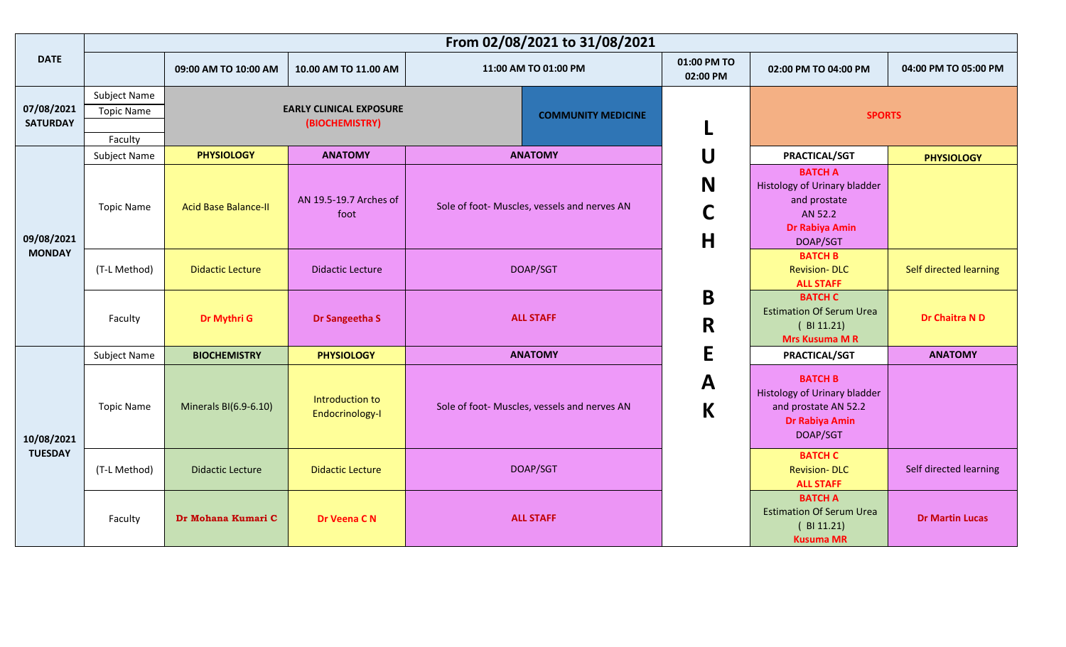| DATE | From 02/08/2021 to 31/08/2021 | | | | | | |
|---|---|---|---|---|---|---|---|
| | | 09:00 AM TO 10:00 AM | 10.00 AM TO 11.00 AM | 11:00 AM TO 01:00 PM | 01:00 PM TO 02:00 PM | 02:00 PM TO 04:00 PM | 04:00 PM TO 05:00 PM |
| **07/08/2021 SATURDAY** | Subject Name | EARLY CLINICAL EXPOSURE (BIOCHEMISTRY) | | COMMUNITY MEDICINE | LUNCH BREAK | SPORTS | |
| | Topic Name | | | | | | |
| | | | | | | | |
| | Faculty | | | | | | |
| **09/08/2021 MONDAY** | Subject Name | PHYSIOLOGY | ANATOMY | ANATOMY | | PRACTICAL/SGT | PHYSIOLOGY |
| | Topic Name | Acid Base Balance-II | AN 19.5-19.7 Arches of foot | Sole of foot- Muscles, vessels and nerves AN | | BATCH A Histology of Urinary bladder and prostate AN 52.2 Dr Rabiya Amin DOAP/SGT | |
| | (T-L Method) | Didactic Lecture | Didactic Lecture | DOAP/SGT | | BATCH B Revision- DLC ALL STAFF | Self directed learning |
| | Faculty | Dr Mythri G | Dr Sangeetha S | ALL STAFF | | BATCH C Estimation Of Serum Urea ( BI 11.21) Mrs Kusuma M R | Dr Chaitra N D |
| **10/08/2021 TUESDAY** | Subject Name | BIOCHEMISTRY | PHYSIOLOGY | ANATOMY | | PRACTICAL/SGT | ANATOMY |
| | Topic Name | Minerals BI(6.9-6.10) | Introduction to Endocrinology-I | Sole of foot- Muscles, vessels and nerves AN | | BATCH B Histology of Urinary bladder and prostate AN 52.2 Dr Rabiya Amin DOAP/SGT | |
| | (T-L Method) | Didactic Lecture | Didactic Lecture | DOAP/SGT | | BATCH C Revision- DLC ALL STAFF | Self directed learning |
| | Faculty | Dr Mohana Kumari C | Dr Veena C N | ALL STAFF | | BATCH A Estimation Of Serum Urea ( BI 11.21) Kusuma MR | Dr Martin Lucas |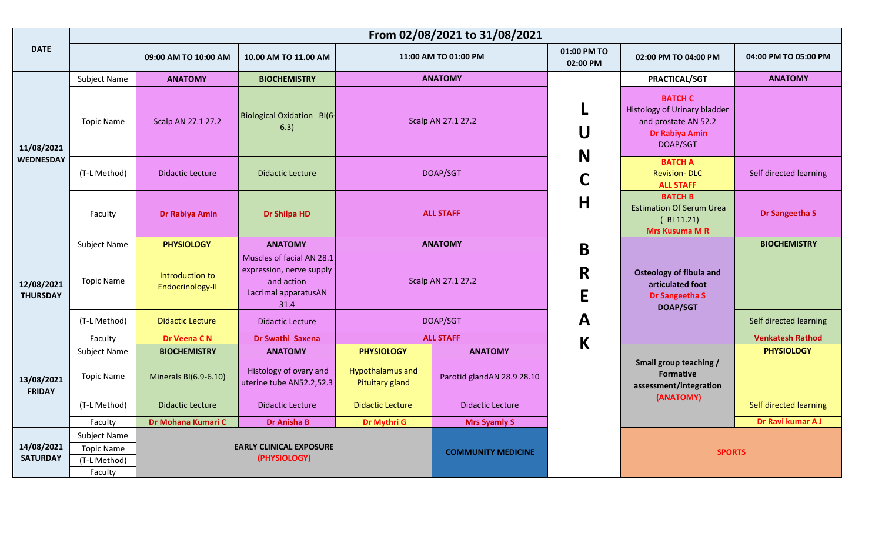| DATE | From 02/08/2021 to 31/08/2021 | | | | | | | |
|---|---|---|---|---|---|---|---|---|
| | | 09:00 AM TO 10:00 AM | 10.00 AM TO 11.00 AM | 11:00 AM TO 01:00 PM | | 01:00 PM TO 02:00 PM | 02:00 PM TO 04:00 PM | 04:00 PM TO 05:00 PM |
| 11/08/2021 WEDNESDAY | Subject Name | ANATOMY | BIOCHEMISTRY | ANATOMY | | LUNCH BREAK | PRACTICAL/SGT | ANATOMY |
| | Topic Name | Scalp AN 27.1 27.2 | Biological Oxidation BI(6-6.3) | Scalp AN 27.1 27.2 | | | BATCH C Histology of Urinary bladder and prostate AN 52.2 Dr Rabiya Amin DOAP/SGT | |
| | (T-L Method) | Didactic Lecture | Didactic Lecture | DOAP/SGT | | | BATCH A Revision- DLC ALL STAFF | Self directed learning |
| | Faculty | Dr Rabiya Amin | Dr Shilpa HD | ALL STAFF | | | BATCH B Estimation Of Serum Urea ( BI 11.21) Mrs Kusuma M R | Dr Sangeetha S |
| 12/08/2021 THURSDAY | Subject Name | PHYSIOLOGY | ANATOMY | ANATOMY | | | Osteology of fibula and articulated foot Dr Sangeetha S DOAP/SGT | BIOCHEMISTRY |
| | Topic Name | Introduction to Endocrinology-II | Muscles of facial AN 28.1 expression, nerve supply and action Lacrimal apparatusAN 31.4 | Scalp AN 27.1 27.2 | | | | |
| | (T-L Method) | Didactic Lecture | Didactic Lecture | DOAP/SGT | | | | Self directed learning |
| | Faculty | Dr Veena C N | Dr Swathi Saxena | ALL STAFF | | | | Venkatesh Rathod |
| 13/08/2021 FRIDAY | Subject Name | BIOCHEMISTRY | ANATOMY | PHYSIOLOGY | ANATOMY | | Small group teaching / Formative assessment/integration (ANATOMY) | PHYSIOLOGY |
| | Topic Name | Minerals BI(6.9-6.10) | Histology of ovary and uterine tube AN52.2,52.3 | Hypothalamus and Pituitary gland | Parotid glandAN 28.9 28.10 | | | |
| | (T-L Method) | Didactic Lecture | Didactic Lecture | Didactic Lecture | Didactic Lecture | | | Self directed learning |
| | Faculty | Dr Mohana Kumari C | Dr Anisha B | Dr Mythri G | Mrs Syamly S | | | Dr Ravi kumar A J |
| 14/08/2021 SATURDAY | Subject Name | EARLY CLINICAL EXPOSURE (PHYSIOLOGY) | | | COMMUNITY MEDICINE | | SPORTS | |
| | Topic Name | | | | | | | |
| | (T-L Method) | | | | | | | |
| | Faculty | | | | | | | |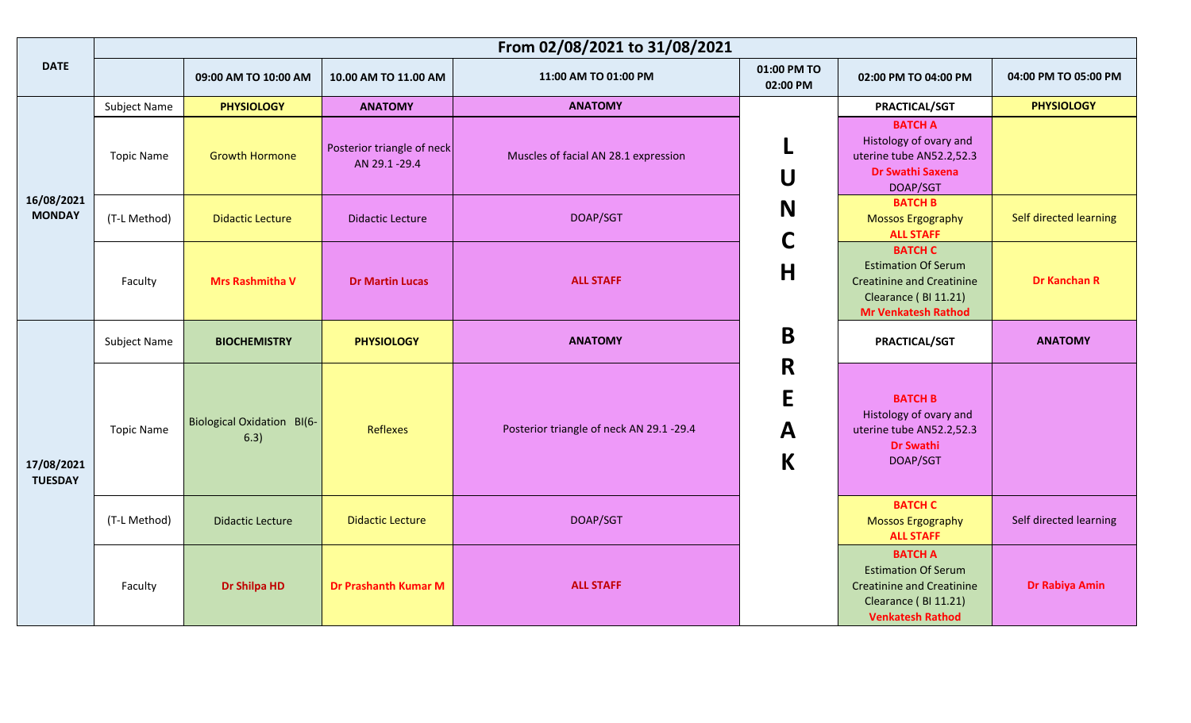| DATE | From 02/08/2021 to 31/08/2021 | | | | | | |
|---|---|---|---|---|---|---|---|
| | | 09:00 AM TO 10:00 AM | 10.00 AM TO 11.00 AM | 11:00 AM TO 01:00 PM | 01:00 PM TO 02:00 PM | 02:00 PM TO 04:00 PM | 04:00 PM TO 05:00 PM |
| **16/08/2021 MONDAY** | Subject Name | **PHYSIOLOGY** | **ANATOMY** | **ANATOMY** | LUNCH BREAK | **PRACTICAL/SGT** | **PHYSIOLOGY** |
| | Topic Name | Growth Hormone | Posterior triangle of neck AN 29.1 -29.4 | Muscles of facial AN 28.1 expression | | **BATCH A** Histology of ovary and uterine tube AN52.2,52.3 **Dr Swathi Saxena** DOAP/SGT | |
| | (T-L Method) | Didactic Lecture | Didactic Lecture | DOAP/SGT | | **BATCH B** Mossos Ergography **ALL STAFF** | Self directed learning |
| | Faculty | **Mrs Rashmitha V** | **Dr Martin Lucas** | **ALL STAFF** | | **BATCH C** Estimation Of Serum Creatinine and Creatinine Clearance ( BI 11.21) **Mr Venkatesh Rathod** | **Dr Kanchan R** |
| **17/08/2021 TUESDAY** | Subject Name | **BIOCHEMISTRY** | **PHYSIOLOGY** | **ANATOMY** | | **PRACTICAL/SGT** | **ANATOMY** |
| | Topic Name | Biological Oxidation BI(6-6.3) | Reflexes | Posterior triangle of neck AN 29.1 -29.4 | | **BATCH B** Histology of ovary and uterine tube AN52.2,52.3 **Dr Swathi** DOAP/SGT | |
| | (T-L Method) | Didactic Lecture | Didactic Lecture | DOAP/SGT | | **BATCH C** Mossos Ergography **ALL STAFF** | Self directed learning |
| | Faculty | **Dr Shilpa HD** | **Dr Prashanth Kumar M** | **ALL STAFF** | | **BATCH A** Estimation Of Serum Creatinine and Creatinine Clearance ( BI 11.21) **Venkatesh Rathod** | **Dr Rabiya Amin** |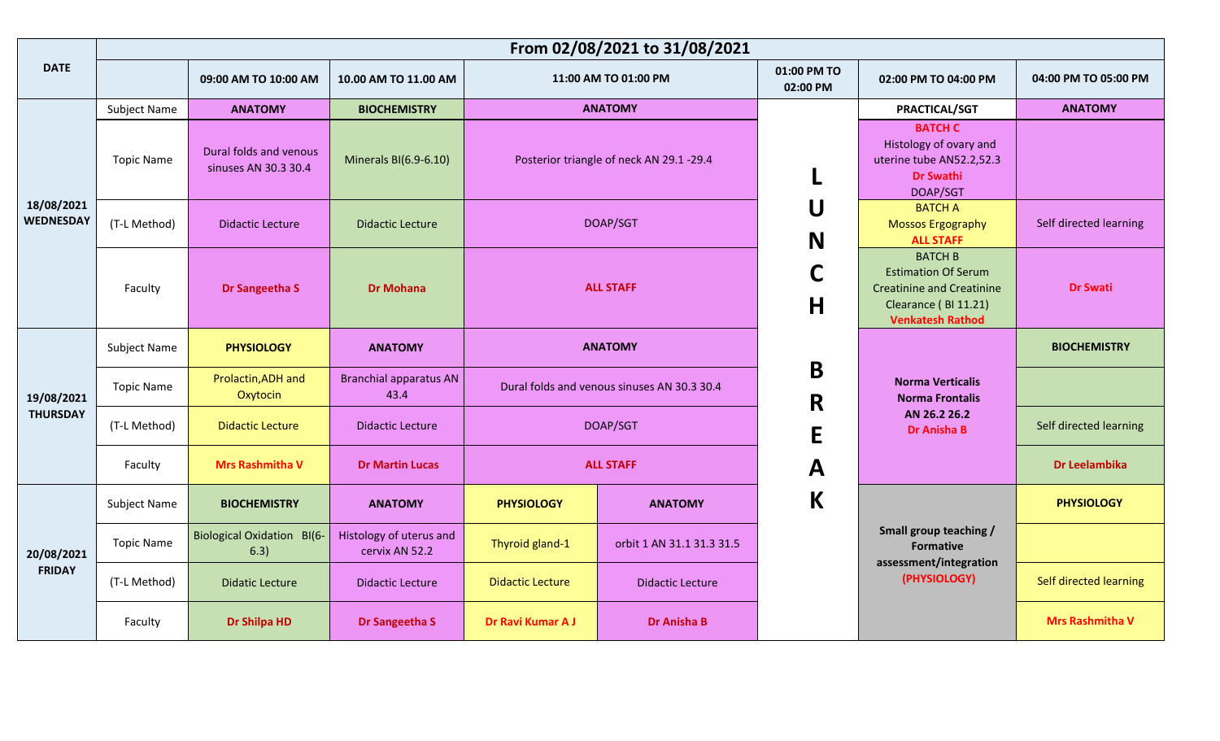| DATE | From 02/08/2021 to 31/08/2021 | | | | | | | |
|---|---|---|---|---|---|---|---|---|
| | | 09:00 AM TO 10:00 AM | 10.00 AM TO 11.00 AM | 11:00 AM TO 01:00 PM | | 01:00 PM TO 02:00 PM | 02:00 PM TO 04:00 PM | 04:00 PM TO 05:00 PM |
| **18/08/2021 WEDNESDAY** | Subject Name | **ANATOMY** | **BIOCHEMISTRY** | **ANATOMY** | | **LUNCH BREAK** | **PRACTICAL/SGT** | **ANATOMY** |
| | Topic Name | Dural folds and venous sinuses AN 30.3 30.4 | Minerals BI(6.9-6.10) | Posterior triangle of neck AN 29.1 -29.4 | | | **BATCH C** Histology of ovary and uterine tube AN52.2,52.3 **Dr Swathi** DOAP/SGT | |
| | (T-L Method) | Didactic Lecture | Didactic Lecture | DOAP/SGT | | | BATCH A Mossos Ergography **ALL STAFF** | Self directed learning |
| | Faculty | **Dr Sangeetha S** | **Dr Mohana** | **ALL STAFF** | | | BATCH B Estimation Of Serum Creatinine and Creatinine Clearance ( BI 11.21) **Venkatesh Rathod** | **Dr Swati** |
| **19/08/2021 THURSDAY** | Subject Name | **PHYSIOLOGY** | **ANATOMY** | **ANATOMY** | | | **Norma Verticalis Norma Frontalis AN 26.2 26.2** **Dr Anisha B** | **BIOCHEMISTRY** |
| | Topic Name | Prolactin,ADH and Oxytocin | Branchial apparatus AN 43.4 | Dural folds and venous sinuses AN 30.3 30.4 | | | | |
| | (T-L Method) | Didactic Lecture | Didactic Lecture | DOAP/SGT | | | | Self directed learning |
| | Faculty | **Mrs Rashmitha V** | **Dr Martin Lucas** | **ALL STAFF** | | | | **Dr Leelambika** |
| **20/08/2021 FRIDAY** | Subject Name | **BIOCHEMISTRY** | **ANATOMY** | **PHYSIOLOGY** | **ANATOMY** | | **Small group teaching / Formative assessment/integration (PHYSIOLOGY)** | **PHYSIOLOGY** |
| | Topic Name | Biological Oxidation BI(6-6.3) | Histology of uterus and cervix AN 52.2 | Thyroid gland-1 | orbit 1 AN 31.1 31.3 31.5 | | | |
| | (T-L Method) | Didatic Lecture | Didactic Lecture | Didactic Lecture | Didactic Lecture | | | Self directed learning |
| | Faculty | **Dr Shilpa HD** | **Dr Sangeetha S** | **Dr Ravi Kumar A J** | **Dr Anisha B** | | | **Mrs Rashmitha V** |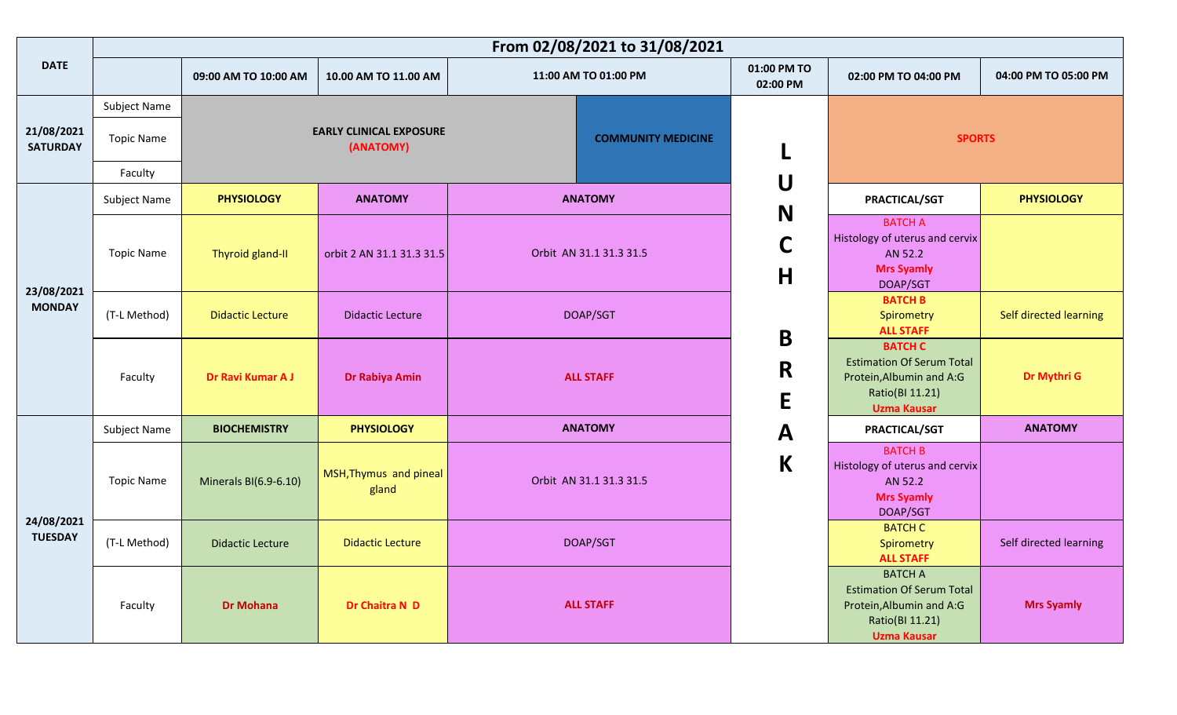| DATE | | From 02/08/2021 to 31/08/2021 | | | | | |
|---|---|---|---|---|---|---|---|
| | | 09:00 AM TO 10:00 AM | 10.00 AM TO 11.00 AM | 11:00 AM TO 01:00 PM | 01:00 PM TO 02:00 PM | 02:00 PM TO 04:00 PM | 04:00 PM TO 05:00 PM |
| **21/08/2021 SATURDAY** | Subject Name | **EARLY CLINICAL EXPOSURE (ANATOMY)** | | **COMMUNITY MEDICINE** | **LUNCH BREAK** | **SPORTS** | |
| | Topic Name | | | | | | |
| | Faculty | | | | | | |
| **23/08/2021 MONDAY** | Subject Name | **PHYSIOLOGY** | **ANATOMY** | **ANATOMY** | | **PRACTICAL/SGT** | **PHYSIOLOGY** |
| | Topic Name | Thyroid gland-II | orbit 2 AN 31.1 31.3 31.5 | Orbit AN 31.1 31.3 31.5 | | BATCH A Histology of uterus and cervix AN 52.2 **Mrs Syamly** DOAP/SGT | |
| | (T-L Method) | Didactic Lecture | Didactic Lecture | DOAP/SGT | | **BATCH B** Spirometry **ALL STAFF** | Self directed learning |
| | Faculty | **Dr Ravi Kumar A J** | **Dr Rabiya Amin** | **ALL STAFF** | | **BATCH C** Estimation Of Serum Total Protein,Albumin and A:G Ratio(BI 11.21) **Uzma Kausar** | **Dr Mythri G** |
| **24/08/2021 TUESDAY** | Subject Name | **BIOCHEMISTRY** | **PHYSIOLOGY** | **ANATOMY** | | **PRACTICAL/SGT** | **ANATOMY** |
| | Topic Name | Minerals BI(6.9-6.10) | MSH,Thymus and pineal gland | Orbit AN 31.1 31.3 31.5 | | BATCH B Histology of uterus and cervix AN 52.2 **Mrs Syamly** DOAP/SGT | |
| | (T-L Method) | Didactic Lecture | Didactic Lecture | DOAP/SGT | | BATCH C Spirometry **ALL STAFF** | Self directed learning |
| | Faculty | **Dr Mohana** | **Dr Chaitra N D** | **ALL STAFF** | | BATCH A Estimation Of Serum Total Protein,Albumin and A:G Ratio(BI 11.21) **Uzma Kausar** | **Mrs Syamly** |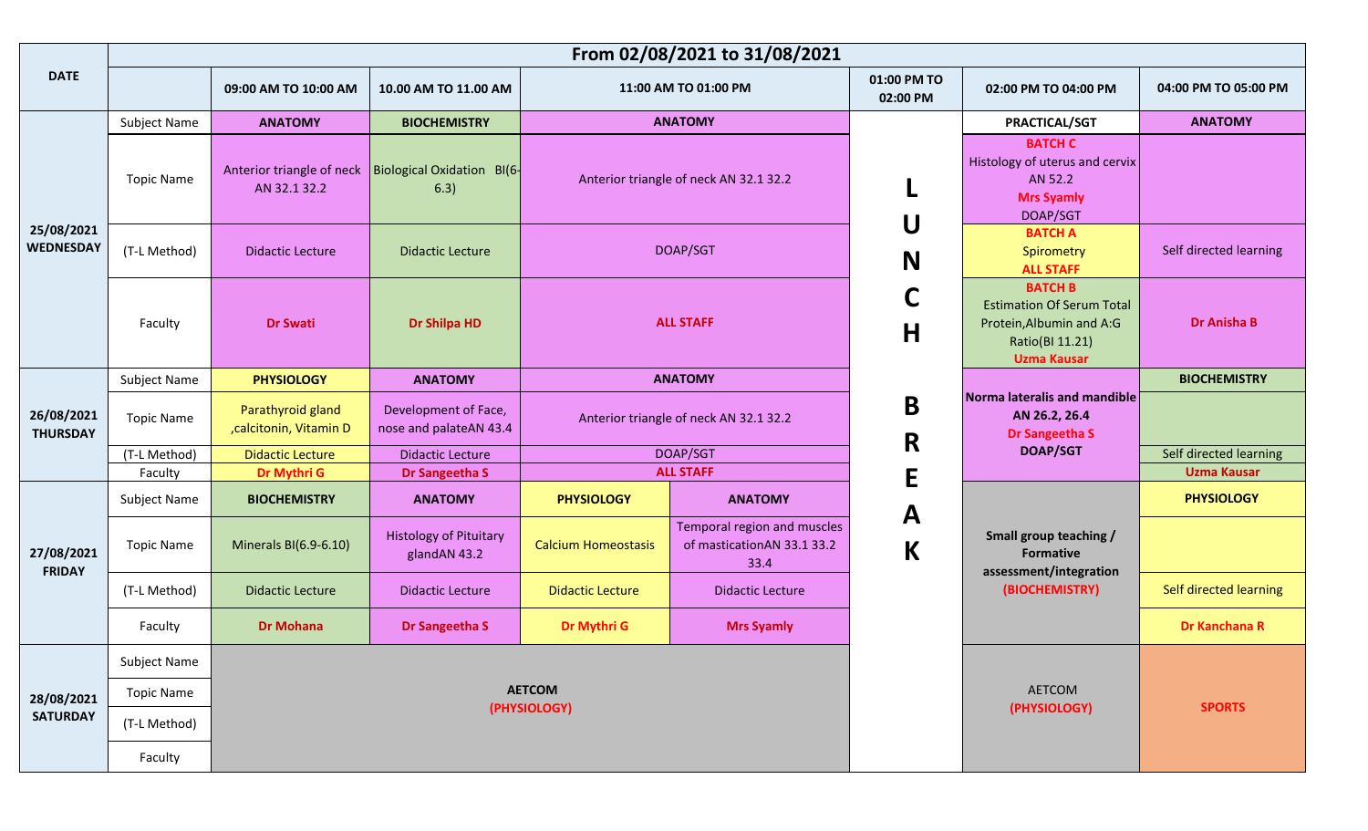| DATE | From 02/08/2021 to 31/08/2021 | | | | | | | |
|---|---|---|---|---|---|---|---|---|
| | | 09:00 AM TO 10:00 AM | 10.00 AM TO 11.00 AM | 11:00 AM TO 01:00 PM | | 01:00 PM TO 02:00 PM | 02:00 PM TO 04:00 PM | 04:00 PM TO 05:00 PM |
| 25/08/2021 WEDNESDAY | Subject Name | **ANATOMY** | **BIOCHEMISTRY** | **ANATOMY** | | LUNCH BREAK | **PRACTICAL/SGT** | **ANATOMY** |
| | Topic Name | Anterior triangle of neck AN 32.1 32.2 | Biological Oxidation BI(6-6.3) | Anterior triangle of neck AN 32.1 32.2 | | | **BATCH C** Histology of uterus and cervix AN 52.2 **Mrs Syamly** DOAP/SGT | |
| | (T-L Method) | Didactic Lecture | Didactic Lecture | DOAP/SGT | | | **BATCH A** Spirometry **ALL STAFF** | Self directed learning |
| | Faculty | **Dr Swati** | **Dr Shilpa HD** | **ALL STAFF** | | | **BATCH B** Estimation Of Serum Total Protein,Albumin and A:G Ratio(BI 11.21) **Uzma Kausar** | **Dr Anisha B** |
| 26/08/2021 THURSDAY | Subject Name | **PHYSIOLOGY** | **ANATOMY** | **ANATOMY** | | | **Norma lateralis and mandible AN 26.2, 26.4** **Dr Sangeetha S** **DOAP/SGT** | **BIOCHEMISTRY** |
| | Topic Name | Parathyroid gland ,calcitonin, Vitamin D | Development of Face, nose and palateAN 43.4 | Anterior triangle of neck AN 32.1 32.2 | | | | |
| | (T-L Method) | Didactic Lecture | Didactic Lecture | DOAP/SGT | | | | Self directed learning |
| | Faculty | **Dr Mythri G** | **Dr Sangeetha S** | **ALL STAFF** | | | | **Uzma Kausar** |
| 27/08/2021 FRIDAY | Subject Name | **BIOCHEMISTRY** | **ANATOMY** | **PHYSIOLOGY** | **ANATOMY** | | **Small group teaching / Formative assessment/integration** **(BIOCHEMISTRY)** | **PHYSIOLOGY** |
| | Topic Name | Minerals BI(6.9-6.10) | Histology of Pituitary glandAN 43.2 | Calcium Homeostasis | Temporal region and muscles of masticationAN 33.1 33.2 33.4 | | | |
| | (T-L Method) | Didactic Lecture | Didactic Lecture | Didactic Lecture | Didactic Lecture | | | Self directed learning |
| | Faculty | **Dr Mohana** | **Dr Sangeetha S** | **Dr Mythri G** | **Mrs Syamly** | | | **Dr Kanchana R** |
| 28/08/2021 SATURDAY | Subject Name | **AETCOM** **(PHYSIOLOGY)** | | | | | AETCOM **(PHYSIOLOGY)** | **SPORTS** |
| | Topic Name | | | | | | | |
| | (T-L Method) | | | | | | | |
| | Faculty | | | | | | | |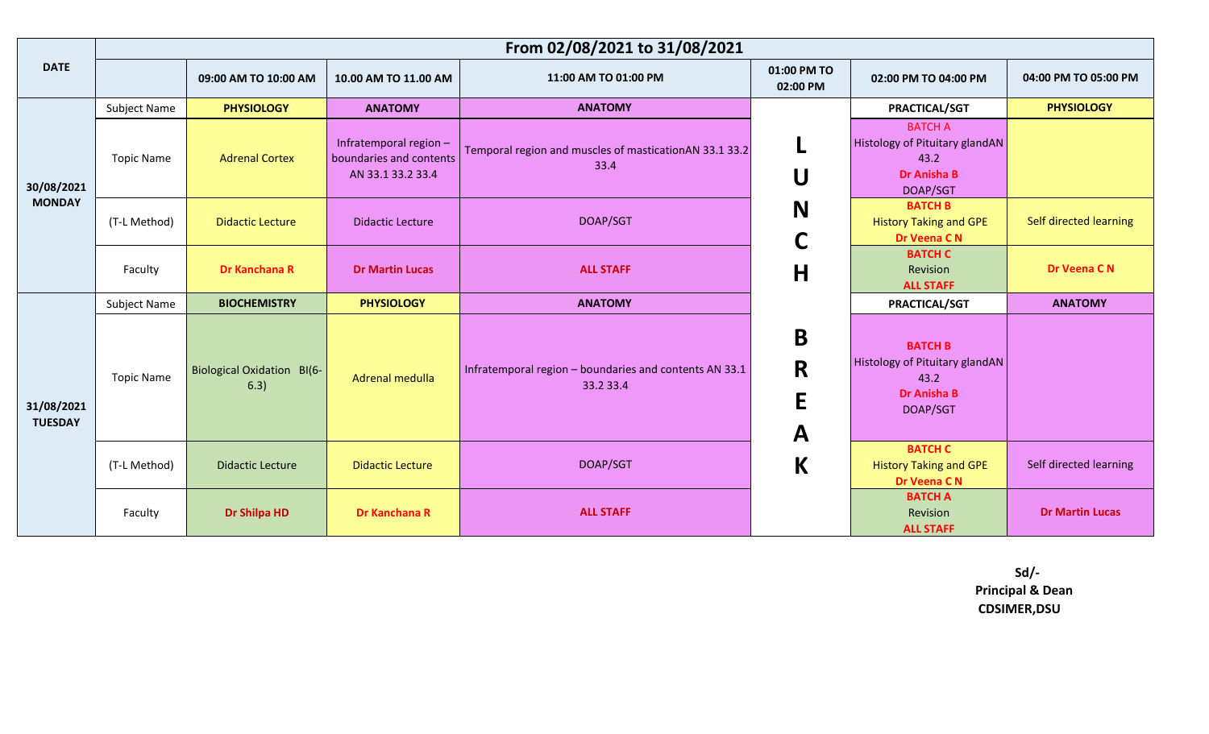| DATE | From 02/08/2021 to 31/08/2021 | | | | | | |
|---|---|---|---|---|---|---|---|
| | | 09:00 AM TO 10:00 AM | 10.00 AM TO 11.00 AM | 11:00 AM TO 01:00 PM | 01:00 PM TO 02:00 PM | 02:00 PM TO 04:00 PM | 04:00 PM TO 05:00 PM |
| 30/08/2021 MONDAY | Subject Name | **PHYSIOLOGY** | **ANATOMY** | **ANATOMY** | LUNCH BREAK | **PRACTICAL/SGT** | **PHYSIOLOGY** |
| | Topic Name | Adrenal Cortex | Infratemporal region – boundaries and contents AN 33.1 33.2 33.4 | Temporal region and muscles of masticationAN 33.1 33.2 33.4 | | BATCH A Histology of Pituitary glandAN 43.2 **Dr Anisha B** DOAP/SGT | |
| | (T-L Method) | Didactic Lecture | Didactic Lecture | DOAP/SGT | | **BATCH B** History Taking and GPE **Dr Veena C N** | Self directed learning |
| | Faculty | **Dr Kanchana R** | **Dr Martin Lucas** | **ALL STAFF** | | **BATCH C** Revision **ALL STAFF** | **Dr Veena C N** |
| 31/08/2021 TUESDAY | Subject Name | **BIOCHEMISTRY** | **PHYSIOLOGY** | **ANATOMY** | | **PRACTICAL/SGT** | **ANATOMY** |
| | Topic Name | Biological Oxidation BI(6-6.3) | Adrenal medulla | Infratemporal region – boundaries and contents AN 33.1 33.2 33.4 | | **BATCH B** Histology of Pituitary glandAN 43.2 **Dr Anisha B** DOAP/SGT | |
| | (T-L Method) | Didactic Lecture | Didactic Lecture | DOAP/SGT | | **BATCH C** History Taking and GPE **Dr Veena C N** | Self directed learning |
| | Faculty | **Dr Shilpa HD** | **Dr Kanchana R** | **ALL STAFF** | | **BATCH A** Revision **ALL STAFF** | **Dr Martin Lucas** |

**Sd/-**
**Principal & Dean**
**CDSIMER,DSU**